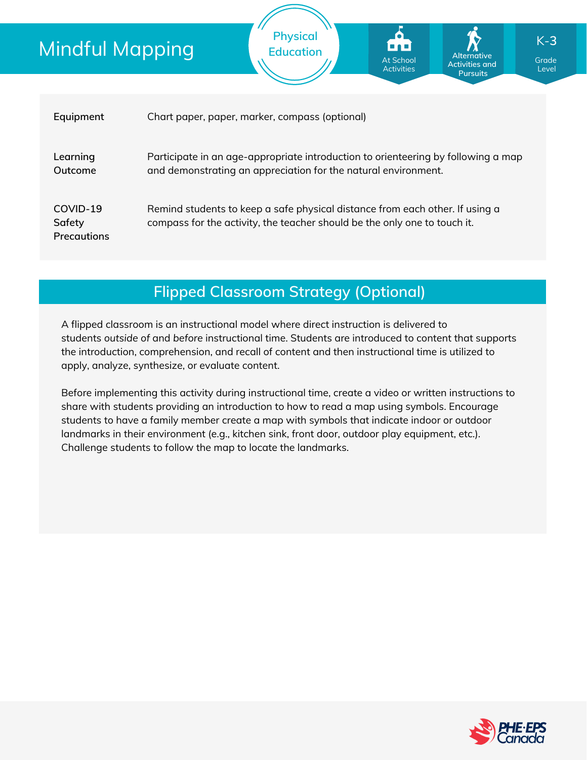# Mindful Mapping

Physical Education

At School Activities | Alternative Activities and Pursuits | K-3 Grade Level

| | |
|---|---|
| **Equipment** | Chart paper, paper, marker, compass (optional) |
| **Learning Outcome** | Participate in an age-appropriate introduction to orienteering by following a map and demonstrating an appreciation for the natural environment. |
| **COVID-19 Safety Precautions** | Remind students to keep a safe physical distance from each other. If using a compass for the activity, the teacher should be the only one to touch it. |

## Flipped Classroom Strategy (Optional)

A flipped classroom is an instructional model where direct instruction is delivered to students *outside of* and *before* instructional time. Students are introduced to content that supports the introduction, comprehension, and recall of content and then instructional time is utilized to apply, analyze, synthesize, or evaluate content.

Before implementing this activity during instructional time, create a video or written instructions to share with students providing an introduction to how to read a map using symbols. Encourage students to have a family member create a map with symbols that indicate indoor or outdoor landmarks in their environment (e.g., kitchen sink, front door, outdoor play equipment, etc.). Challenge students to follow the map to locate the landmarks.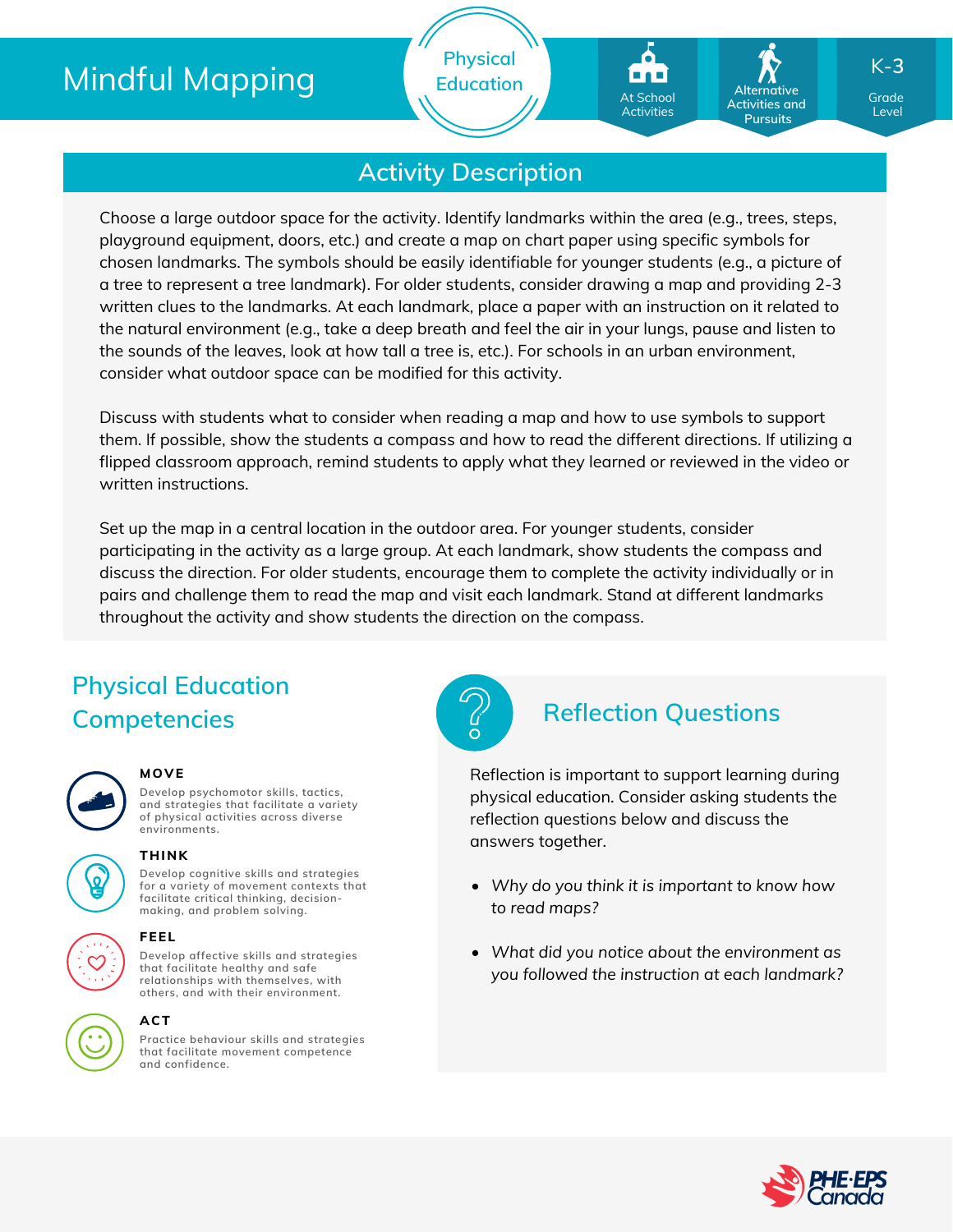# Mindful Mapping

Physical Education

At School Activities | Alternative Activities and Pursuits | K-3 Grade Level

## Activity Description

Choose a large outdoor space for the activity. Identify landmarks within the area (e.g., trees, steps, playground equipment, doors, etc.) and create a map on chart paper using specific symbols for chosen landmarks. The symbols should be easily identifiable for younger students (e.g., a picture of a tree to represent a tree landmark). For older students, consider drawing a map and providing 2-3 written clues to the landmarks. At each landmark, place a paper with an instruction on it related to the natural environment (e.g., take a deep breath and feel the air in your lungs, pause and listen to the sounds of the leaves, look at how tall a tree is, etc.). For schools in an urban environment, consider what outdoor space can be modified for this activity.

Discuss with students what to consider when reading a map and how to use symbols to support them. If possible, show the students a compass and how to read the different directions. If utilizing a flipped classroom approach, remind students to apply what they learned or reviewed in the video or written instructions.

Set up the map in a central location in the outdoor area. For younger students, consider participating in the activity as a large group. At each landmark, show students the compass and discuss the direction. For older students, encourage them to complete the activity individually or in pairs and challenge them to read the map and visit each landmark. Stand at different landmarks throughout the activity and show students the direction on the compass.

## Physical Education Competencies

**MOVE**
Develop psychomotor skills, tactics, and strategies that facilitate a variety of physical activities across diverse environments.

**THINK**
Develop cognitive skills and strategies for a variety of movement contexts that facilitate critical thinking, decision-making, and problem solving.

**FEEL**
Develop affective skills and strategies that facilitate healthy and safe relationships with themselves, with others, and with their environment.

**ACT**
Practice behaviour skills and strategies that facilitate movement competence and confidence.

## Reflection Questions

Reflection is important to support learning during physical education. Consider asking students the reflection questions below and discuss the answers together.

- *Why do you think it is important to know how to read maps?*
- *What did you notice about the environment as you followed the instruction at each landmark?*

PHE·EPS Canada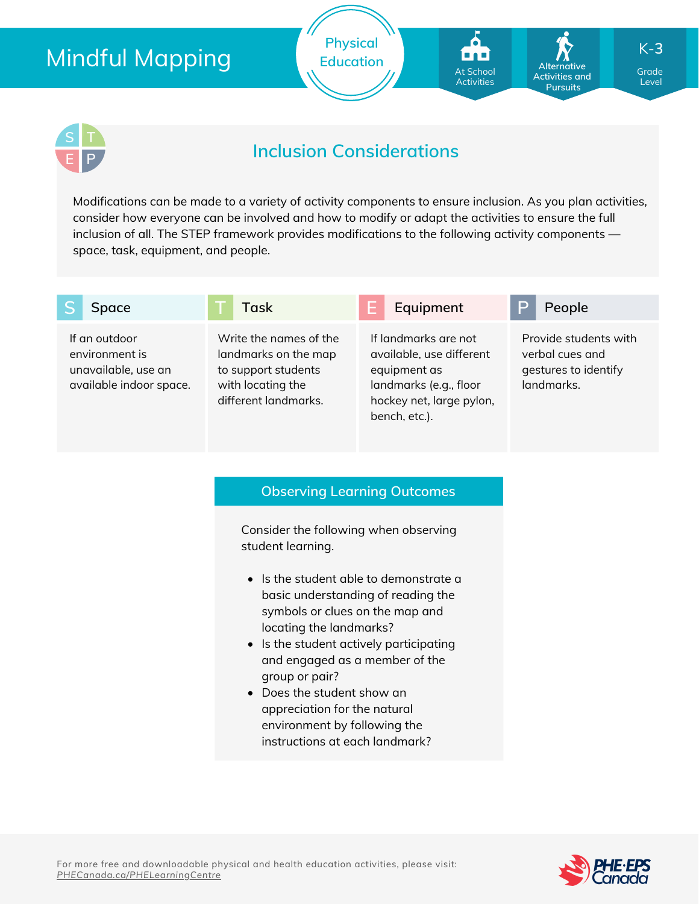# Mindful Mapping

Physical Education

At School Activities

Alternative Activities and Pursuits

K-3 Grade Level

## Inclusion Considerations

Modifications can be made to a variety of activity components to ensure inclusion. As you plan activities, consider how everyone can be involved and how to modify or adapt the activities to ensure the full inclusion of all. The STEP framework provides modifications to the following activity components — space, task, equipment, and people.

| S Space | T Task | E Equipment | P People |
|---|---|---|---|
| If an outdoor environment is unavailable, use an available indoor space. | Write the names of the landmarks on the map to support students with locating the different landmarks. | If landmarks are not available, use different equipment as landmarks (e.g., floor hockey net, large pylon, bench, etc.). | Provide students with verbal cues and gestures to identify landmarks. |

## Observing Learning Outcomes

Consider the following when observing student learning.

- Is the student able to demonstrate a basic understanding of reading the symbols or clues on the map and locating the landmarks?
- Is the student actively participating and engaged as a member of the group or pair?
- Does the student show an appreciation for the natural environment by following the instructions at each landmark?

For more free and downloadable physical and health education activities, please visit: PHECanada.ca/PHELearningCentre